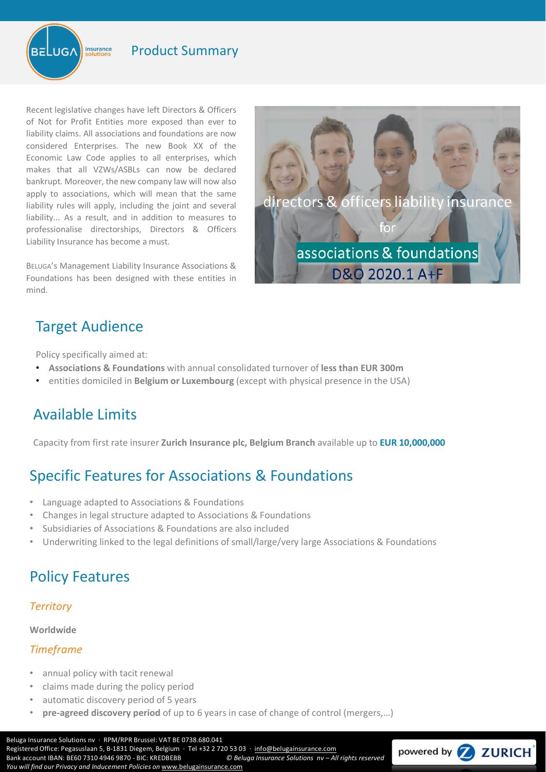# Product Summary

Recent legislative changes have left Directors & Officers of Not for Profit Entities more exposed than ever to liability claims. All associations and foundations are now considered Enterprises. The new Book XX of the Economic Law Code applies to all enterprises, which makes that all VZWs/ASBLs can now be declared bankrupt. Moreover, the new company law will now also apply to associations, which will mean that the same liability rules will apply, including the joint and several liability... As a result, and in addition to measures to professionalise directorships, Directors & Officers Liability Insurance has become a must.

BELUGA's Management Liability Insurance Associations & Foundations has been designed with these entities in mind.

directors & officers liability insurance for associations & foundations

D&O 2020.1 A+F

## Target Audience

Policy specifically aimed at:

- **Associations & Foundations** with annual consolidated turnover of **less than EUR 300m**
- entities domiciled in **Belgium or Luxembourg** (except with physical presence in the USA)

## Available Limits

Capacity from first rate insurer **Zurich Insurance plc, Belgium Branch** available up to **EUR 10,000,000**

## Specific Features for Associations & Foundations

- Language adapted to Associations & Foundations
- Changes in legal structure adapted to Associations & Foundations
- Subsidiaries of Associations & Foundations are also included
- Underwriting linked to the legal definitions of small/large/very large Associations & Foundations

## Policy Features

### *Territory*

**Worldwide**

### *Timeframe*

- annual policy with tacit renewal
- claims made during the policy period
- automatic discovery period of 5 years
- **pre-agreed discovery period** of up to 6 years in case of change of control (mergers,…)

Beluga Insurance Solutions nv · RPM/RPR Brussel: VAT BE 0738.680.041
Registered Office: Pegasuslaan 5, B-1831 Diegem, Belgium · Tel +32 2 720 53 03 · info@belugainsurance.com
Bank account IBAN: BE60 7310 4946 9870 - BIC: KREDBEBB *© Beluga Insurance Solutions nv – All rights reserved*
*You will find our Privacy and Inducement Policies on* www.belugainsurance.com

powered by ZURICH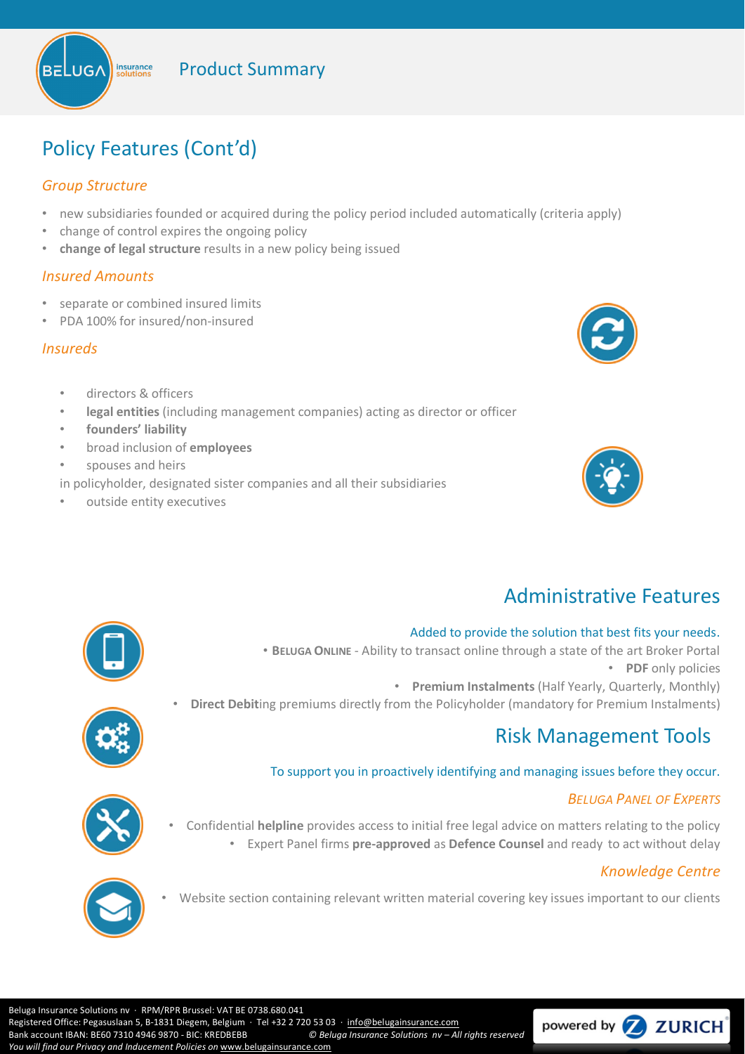# Policy Features (Cont'd)

### *Group Structure*

- new subsidiaries founded or acquired during the policy period included automatically (criteria apply)
- change of control expires the ongoing policy
- **change of legal structure** results in a new policy being issued

### *Insured Amounts*

- separate or combined insured limits
- PDA 100% for insured/non-insured

### *Insureds*

- directors & officers
- **legal entities** (including management companies) acting as director or officer
- **founders' liability**
- broad inclusion of **employees**
- spouses and heirs

in policyholder, designated sister companies and all their subsidiaries

- outside entity executives

## Administrative Features

Added to provide the solution that best fits your needs.

- **Beluga Online** - Ability to transact online through a state of the art Broker Portal
- **PDF** only policies
- **Premium Instalments** (Half Yearly, Quarterly, Monthly)
- **Direct Debit**ing premiums directly from the Policyholder (mandatory for Premium Instalments)

## Risk Management Tools

To support you in proactively identifying and managing issues before they occur.

### *Beluga Panel of Experts*

- Confidential **helpline** provides access to initial free legal advice on matters relating to the policy
- Expert Panel firms **pre-approved** as **Defence Counsel** and ready to act without delay

### *Knowledge Centre*

- Website section containing relevant written material covering key issues important to our clients

Beluga Insurance Solutions nv · RPM/RPR Brussel: VAT BE 0738.680.041
Registered Office: Pegasuslaan 5, B-1831 Diegem, Belgium · Tel +32 2 720 53 03 · info@belugainsurance.com
Bank account IBAN: BE60 7310 4946 9870 - BIC: KREDBEBB *© Beluga Insurance Solutions nv – All rights reserved*
*You will find our Privacy and Inducement Policies on* www.belugainsurance.com

powered by ZURICH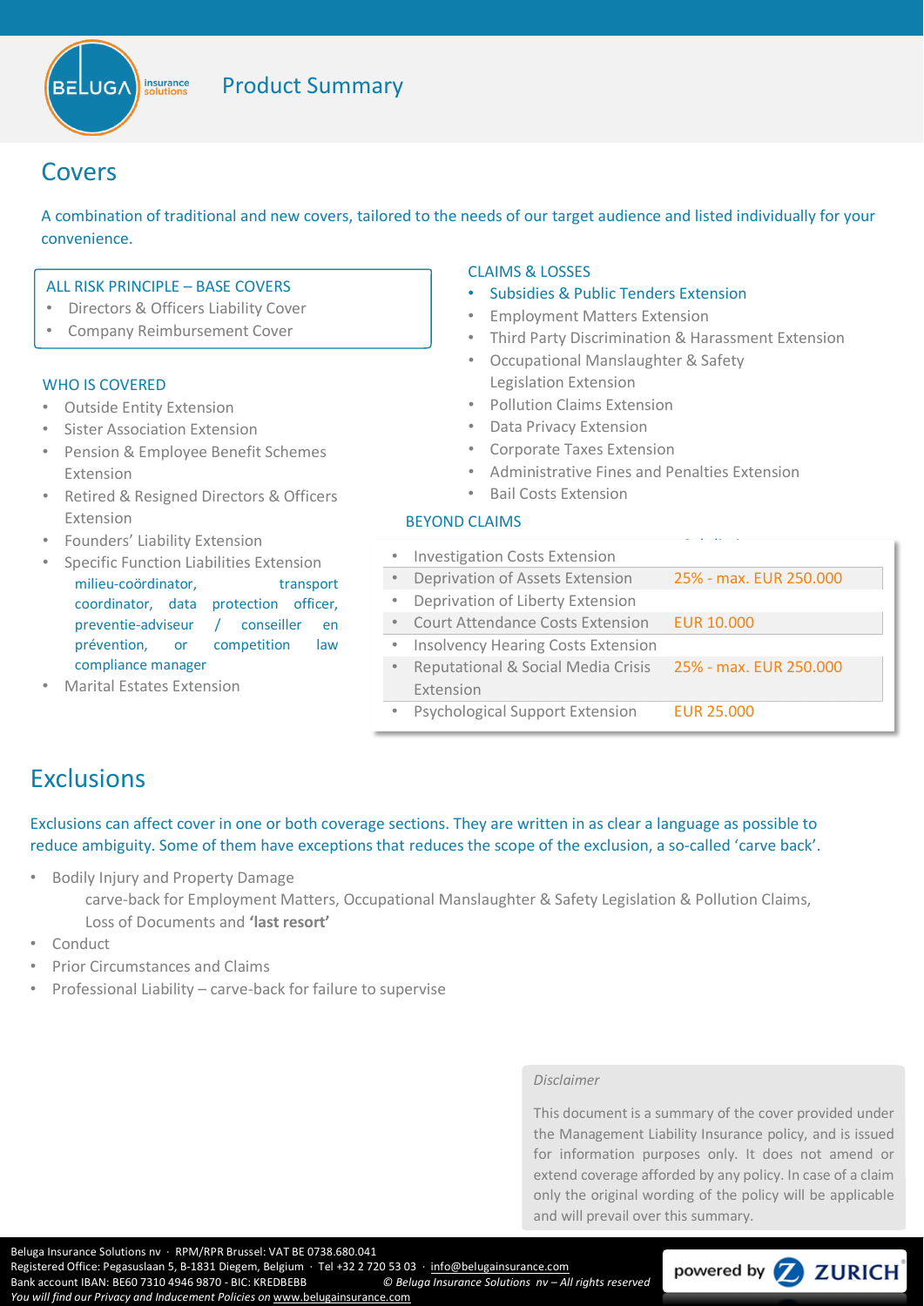# Product Summary

## Covers

A combination of traditional and new covers, tailored to the needs of our target audience and listed individually for your convenience.

### ALL RISK PRINCIPLE – BASE COVERS

- Directors & Officers Liability Cover
- Company Reimbursement Cover

### WHO IS COVERED

- Outside Entity Extension
- Sister Association Extension
- Pension & Employee Benefit Schemes Extension
- Retired & Resigned Directors & Officers Extension
- Founders' Liability Extension
- Specific Function Liabilities Extension
  milieu-coördinator, transport coordinator, data protection officer, preventie-adviseur / conseiller en prévention, or competition law compliance manager
- Marital Estates Extension

### CLAIMS & LOSSES

- Subsidies & Public Tenders Extension
- Employment Matters Extension
- Third Party Discrimination & Harassment Extension
- Occupational Manslaughter & Safety Legislation Extension
- Pollution Claims Extension
- Data Privacy Extension
- Corporate Taxes Extension
- Administrative Fines and Penalties Extension
- Bail Costs Extension

### BEYOND CLAIMS

| | |
|---|---|
| Investigation Costs Extension | |
| Deprivation of Assets Extension | 25% - max. EUR 250.000 |
| Deprivation of Liberty Extension | |
| Court Attendance Costs Extension | EUR 10.000 |
| Insolvency Hearing Costs Extension | |
| Reputational & Social Media Crisis Extension | 25% - max. EUR 250.000 |
| Psychological Support Extension | EUR 25.000 |

## Exclusions

Exclusions can affect cover in one or both coverage sections. They are written in as clear a language as possible to reduce ambiguity. Some of them have exceptions that reduces the scope of the exclusion, a so-called 'carve back'.

- Bodily Injury and Property Damage
  carve-back for Employment Matters, Occupational Manslaughter & Safety Legislation & Pollution Claims, Loss of Documents and **'last resort'**
- Conduct
- Prior Circumstances and Claims
- Professional Liability – carve-back for failure to supervise

*Disclaimer*

This document is a summary of the cover provided under the Management Liability Insurance policy, and is issued for information purposes only. It does not amend or extend coverage afforded by any policy. In case of a claim only the original wording of the policy will be applicable and will prevail over this summary.

Beluga Insurance Solutions nv · RPM/RPR Brussel: VAT BE 0738.680.041
Registered Office: Pegasuslaan 5, B-1831 Diegem, Belgium · Tel +32 2 720 53 03 · info@belugainsurance.com
Bank account IBAN: BE60 7310 4946 9870 - BIC: KREDBEBB *© Beluga Insurance Solutions nv – All rights reserved*
*You will find our Privacy and Inducement Policies on* www.belugainsurance.com

powered by ZURICH